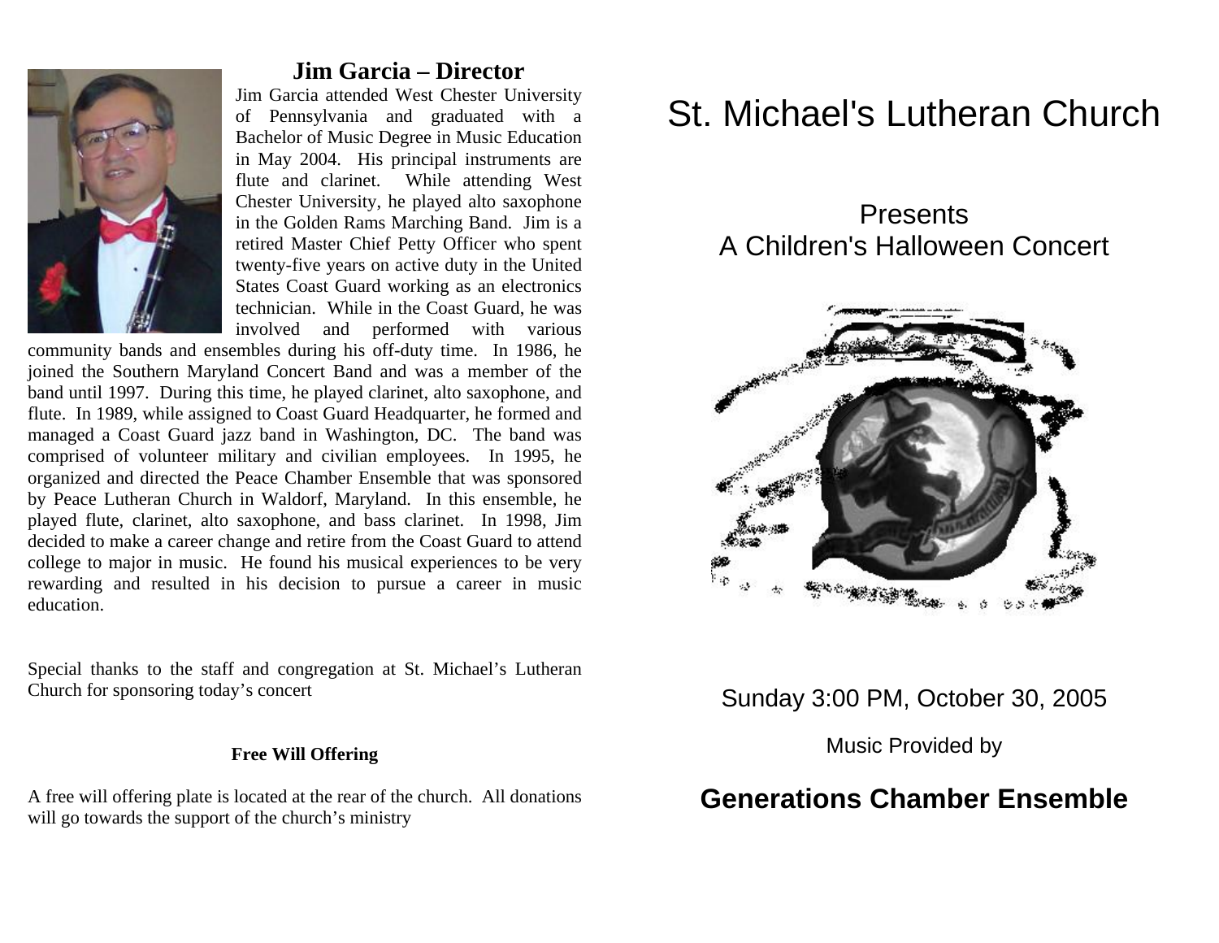## Jim Garcia – Director

Jim Garcia attended West Chester University of Pennsylvania and graduated with a Bachelor of Music Degree in Music Education in May 2004. His principal instruments are flute and clarinet. While attending West Chester University, he played alto saxophone in the Golden Rams Marching Band. Jim is a retired Master Chief Petty Officer who spent twenty-five years on active duty in the United States Coast Guard working as an electronics technician. While in the Coast Guard, he was involved and performed with various community bands and ensembles during his off-duty time. In 1986, he joined the Southern Maryland Concert Band and was a member of the band until 1997. During this time, he played clarinet, alto saxophone, and flute. In 1989, while assigned to Coast Guard Headquarter, he formed and managed a Coast Guard jazz band in Washington, DC. The band was comprised of volunteer military and civilian employees. In 1995, he organized and directed the Peace Chamber Ensemble that was sponsored by Peace Lutheran Church in Waldorf, Maryland. In this ensemble, he played flute, clarinet, alto saxophone, and bass clarinet. In 1998, Jim decided to make a career change and retire from the Coast Guard to attend college to major in music. He found his musical experiences to be very rewarding and resulted in his decision to pursue a career in music education.

Special thanks to the staff and congregation at St. Michael's Lutheran Church for sponsoring today's concert

**Free Will Offering**

A free will offering plate is located at the rear of the church. All donations will go towards the support of the church's ministry

# St. Michael's Lutheran Church

Presents
A Children's Halloween Concert

Sunday 3:00 PM, October 30, 2005

Music Provided by

**Generations Chamber Ensemble**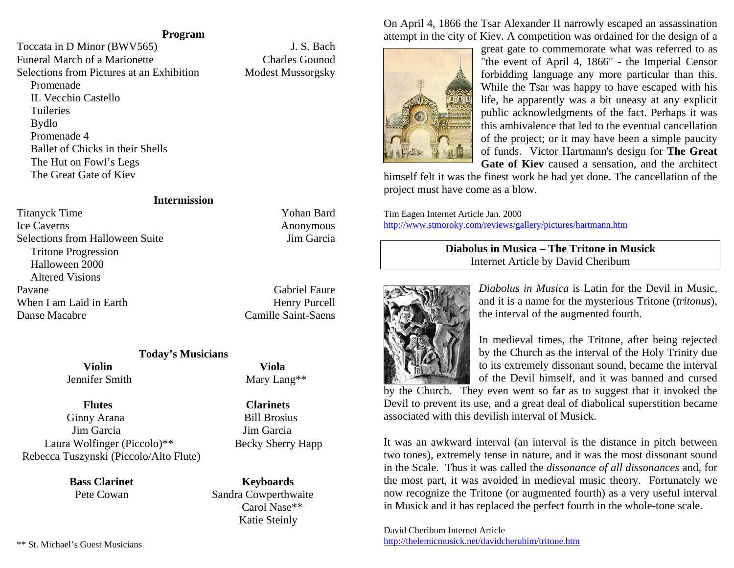## Program

| | |
|---|---|
| Toccata in D Minor (BWV565) | J. S. Bach |
| Funeral March of a Marionette | Charles Gounod |
| Selections from Pictures at an Exhibition | Modest Mussorgsky |

- Promenade
- IL Vecchio Castello
- Tuileries
- Bydlo
- Promenade 4
- Ballet of Chicks in their Shells
- The Hut on Fowl's Legs
- The Great Gate of Kiev

## Intermission

| | |
|---|---|
| Titanyck Time | Yohan Bard |
| Ice Caverns | Anonymous |
| Selections from Halloween Suite | Jim Garcia |

- Tritone Progression
- Halloween 2000
- Altered Visions

| | |
|---|---|
| Pavane | Gabriel Faure |
| When I am Laid in Earth | Henry Purcell |
| Danse Macabre | Camille Saint-Saens |

## Today's Musicians

**Violin**
Jennifer Smith

**Viola**
Mary Lang**

**Flutes**
Ginny Arana
Jim Garcia
Laura Wolfinger (Piccolo)**
Rebecca Tuszynski (Piccolo/Alto Flute)

**Clarinets**
Bill Brosius
Jim Garcia
Becky Sherry Happ

**Bass Clarinet**
Pete Cowan

**Keyboards**
Sandra Cowperthwaite
Carol Nase**
Katie Steinly

** St. Michael's Guest Musicians

On April 4, 1866 the Tsar Alexander II narrowly escaped an assassination attempt in the city of Kiev. A competition was ordained for the design of a great gate to commemorate what was referred to as "the event of April 4, 1866" - the Imperial Censor forbidding language any more particular than this. While the Tsar was happy to have escaped with his life, he apparently was a bit uneasy at any explicit public acknowledgments of the fact. Perhaps it was this ambivalence that led to the eventual cancellation of the project; or it may have been a simple paucity of funds. Victor Hartmann's design for **The Great Gate of Kiev** caused a sensation, and the architect himself felt it was the finest work he had yet done. The cancellation of the project must have come as a blow.

Tim Eagen Internet Article Jan. 2000
http://www.stmoroky.com/reviews/gallery/pictures/hartmann.htm

**Diabolus in Musica – The Tritone in Musick**
Internet Article by David Cheribum

*Diabolus in Musica* is Latin for the Devil in Music, and it is a name for the mysterious Tritone (*tritonus*), the interval of the augmented fourth.

In medieval times, the Tritone, after being rejected by the Church as the interval of the Holy Trinity due to its extremely dissonant sound, became the interval of the Devil himself, and it was banned and cursed by the Church. They even went so far as to suggest that it invoked the Devil to prevent its use, and a great deal of diabolical superstition became associated with this devilish interval of Musick.

It was an awkward interval (an interval is the distance in pitch between two tones), extremely tense in nature, and it was the most dissonant sound in the Scale. Thus it was called the *dissonance of all dissonances* and, for the most part, it was avoided in medieval music theory. Fortunately we now recognize the Tritone (or augmented fourth) as a very useful interval in Musick and it has replaced the perfect fourth in the whole-tone scale.

David Cheribum Internet Article
http://thelemicmusick.net/davidcherubim/tritone.htm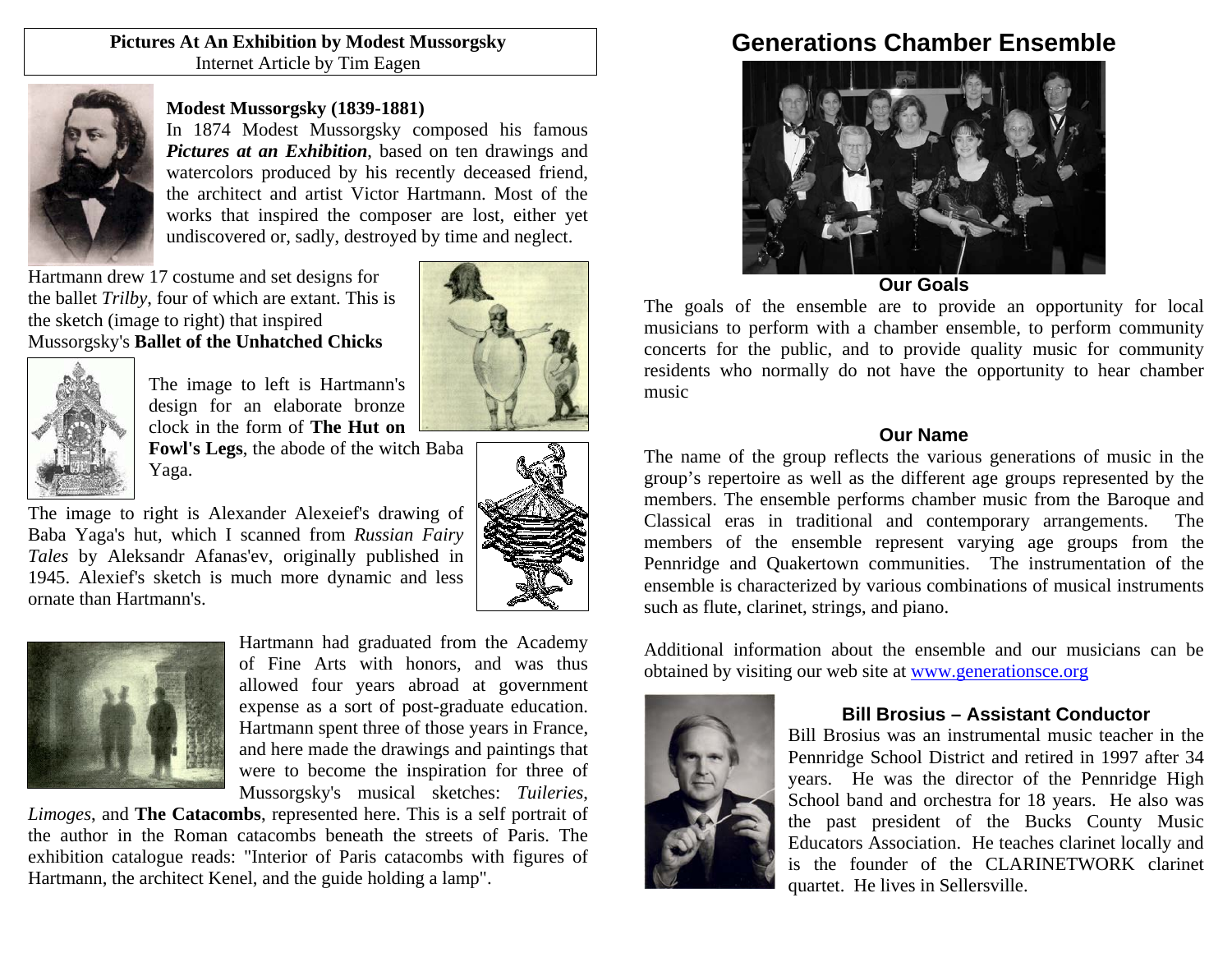**Pictures At An Exhibition by Modest Mussorgsky**
Internet Article by Tim Eagen

**Modest Mussorgsky (1839-1881)**

In 1874 Modest Mussorgsky composed his famous ***Pictures at an Exhibition***, based on ten drawings and watercolors produced by his recently deceased friend, the architect and artist Victor Hartmann. Most of the works that inspired the composer are lost, either yet undiscovered or, sadly, destroyed by time and neglect.

Hartmann drew 17 costume and set designs for the ballet *Trilby*, four of which are extant. This is the sketch (image to right) that inspired Mussorgsky's **Ballet of the Unhatched Chicks**

The image to left is Hartmann's design for an elaborate bronze clock in the form of **The Hut on Fowl's Legs**, the abode of the witch Baba Yaga.

The image to right is Alexander Alexeief's drawing of Baba Yaga's hut, which I scanned from *Russian Fairy Tales* by Aleksandr Afanas'ev, originally published in 1945. Alexief's sketch is much more dynamic and less ornate than Hartmann's.

Hartmann had graduated from the Academy of Fine Arts with honors, and was thus allowed four years abroad at government expense as a sort of post-graduate education. Hartmann spent three of those years in France, and here made the drawings and paintings that were to become the inspiration for three of Mussorgsky's musical sketches: *Tuileries*, *Limoges*, and **The Catacombs**, represented here. This is a self portrait of the author in the Roman catacombs beneath the streets of Paris. The exhibition catalogue reads: "Interior of Paris catacombs with figures of Hartmann, the architect Kenel, and the guide holding a lamp".

# Generations Chamber Ensemble

### Our Goals

The goals of the ensemble are to provide an opportunity for local musicians to perform with a chamber ensemble, to perform community concerts for the public, and to provide quality music for community residents who normally do not have the opportunity to hear chamber music

### Our Name

The name of the group reflects the various generations of music in the group's repertoire as well as the different age groups represented by the members. The ensemble performs chamber music from the Baroque and Classical eras in traditional and contemporary arrangements. The members of the ensemble represent varying age groups from the Pennridge and Quakertown communities. The instrumentation of the ensemble is characterized by various combinations of musical instruments such as flute, clarinet, strings, and piano.

Additional information about the ensemble and our musicians can be obtained by visiting our web site at www.generationsce.org

### Bill Brosius – Assistant Conductor

Bill Brosius was an instrumental music teacher in the Pennridge School District and retired in 1997 after 34 years. He was the director of the Pennridge High School band and orchestra for 18 years. He also was the past president of the Bucks County Music Educators Association. He teaches clarinet locally and is the founder of the CLARINETWORK clarinet quartet. He lives in Sellersville.